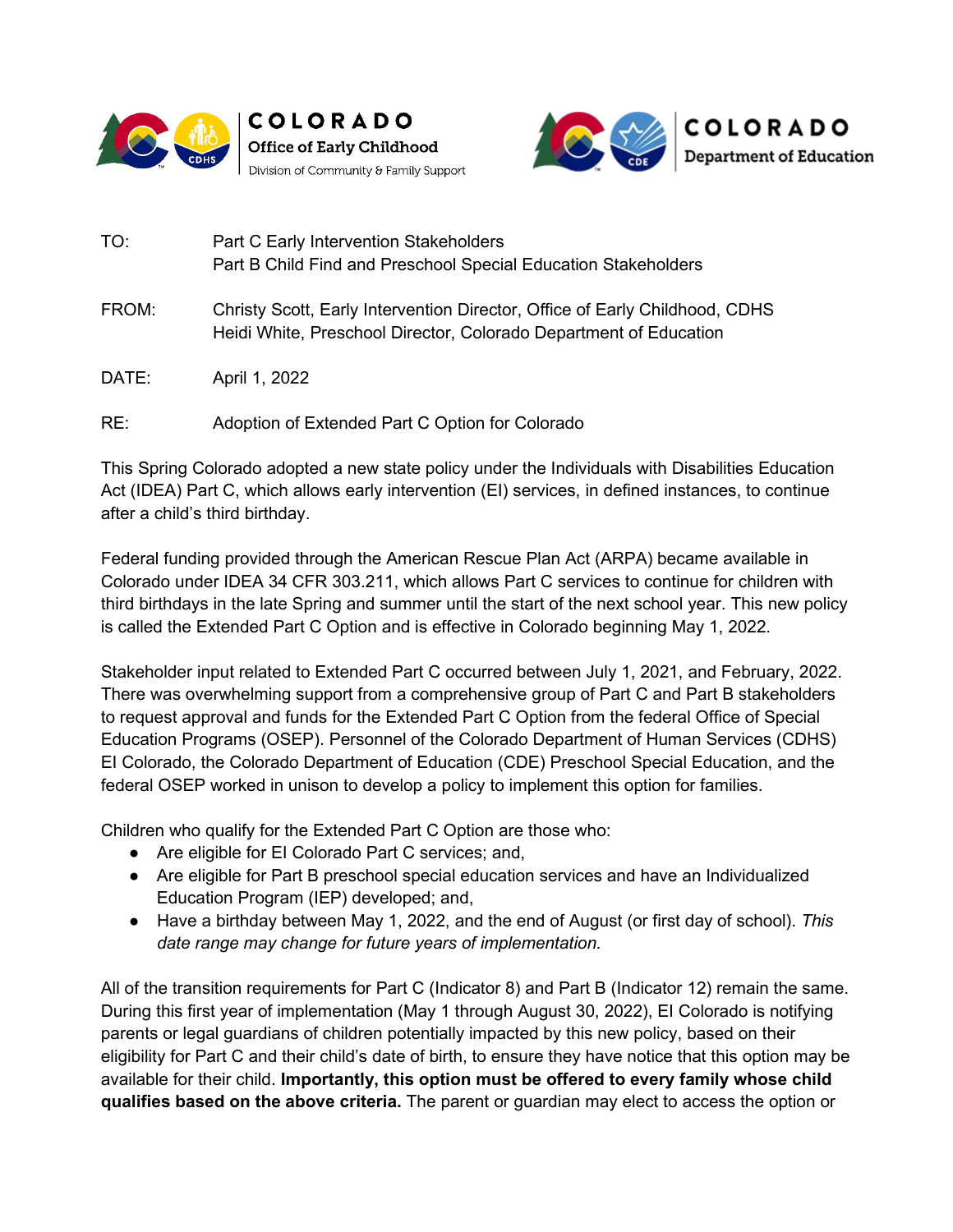COLORADO
Office of Early Childhood
Division of Community & Family Support

COLORADO
Department of Education

TO: Part C Early Intervention Stakeholders
Part B Child Find and Preschool Special Education Stakeholders

FROM: Christy Scott, Early Intervention Director, Office of Early Childhood, CDHS
Heidi White, Preschool Director, Colorado Department of Education

DATE: April 1, 2022

RE: Adoption of Extended Part C Option for Colorado

This Spring Colorado adopted a new state policy under the Individuals with Disabilities Education Act (IDEA) Part C, which allows early intervention (EI) services, in defined instances, to continue after a child's third birthday.

Federal funding provided through the American Rescue Plan Act (ARPA) became available in Colorado under IDEA 34 CFR 303.211, which allows Part C services to continue for children with third birthdays in the late Spring and summer until the start of the next school year. This new policy is called the Extended Part C Option and is effective in Colorado beginning May 1, 2022.

Stakeholder input related to Extended Part C occurred between July 1, 2021, and February, 2022. There was overwhelming support from a comprehensive group of Part C and Part B stakeholders to request approval and funds for the Extended Part C Option from the federal Office of Special Education Programs (OSEP). Personnel of the Colorado Department of Human Services (CDHS) EI Colorado, the Colorado Department of Education (CDE) Preschool Special Education, and the federal OSEP worked in unison to develop a policy to implement this option for families.

Children who qualify for the Extended Part C Option are those who:

- Are eligible for EI Colorado Part C services; and,
- Are eligible for Part B preschool special education services and have an Individualized Education Program (IEP) developed; and,
- Have a birthday between May 1, 2022, and the end of August (or first day of school). *This date range may change for future years of implementation.*

All of the transition requirements for Part C (Indicator 8) and Part B (Indicator 12) remain the same. During this first year of implementation (May 1 through August 30, 2022), EI Colorado is notifying parents or legal guardians of children potentially impacted by this new policy, based on their eligibility for Part C and their child's date of birth, to ensure they have notice that this option may be available for their child. **Importantly, this option must be offered to every family whose child qualifies based on the above criteria.** The parent or guardian may elect to access the option or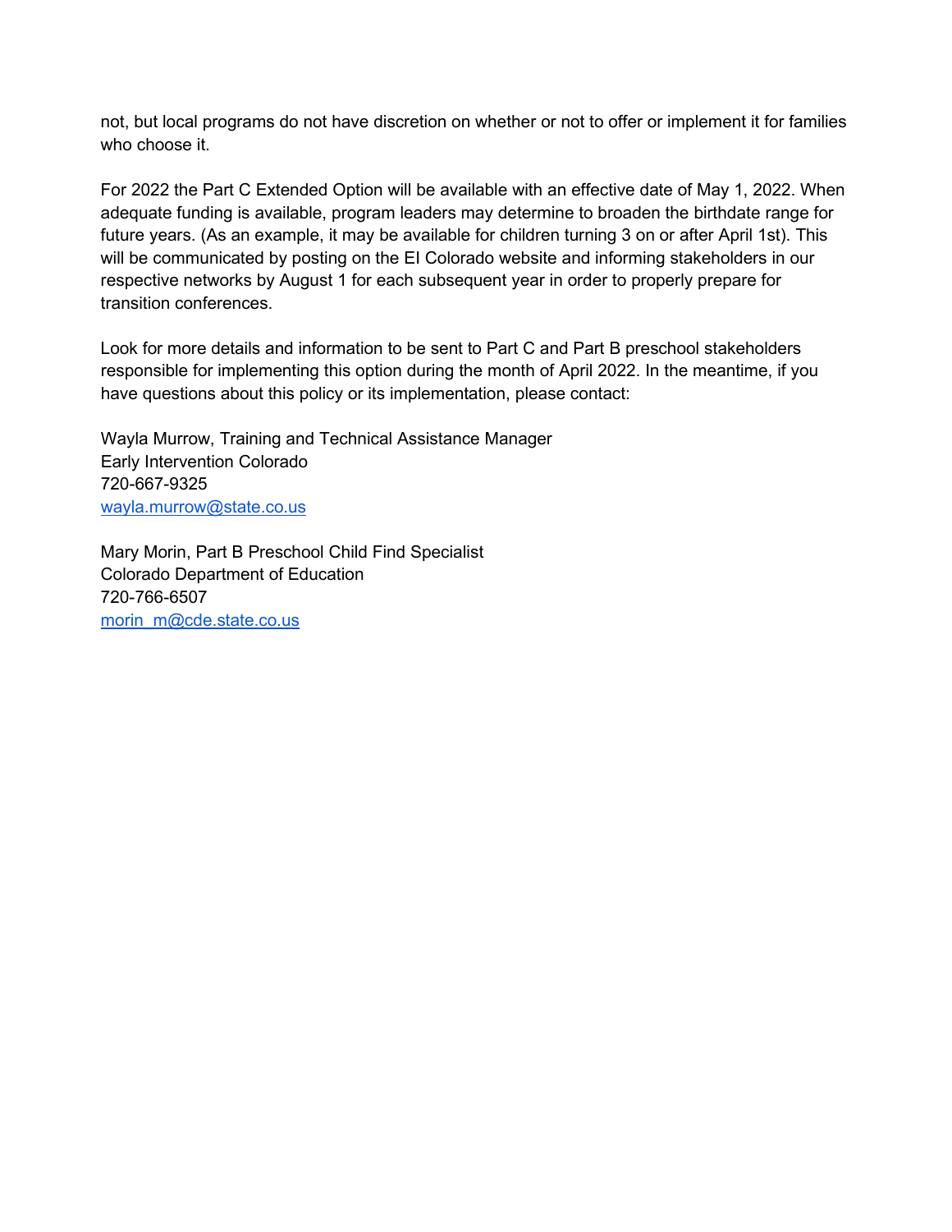not, but local programs do not have discretion on whether or not to offer or implement it for families who choose it.

For 2022 the Part C Extended Option will be available with an effective date of May 1, 2022. When adequate funding is available, program leaders may determine to broaden the birthdate range for future years. (As an example, it may be available for children turning 3 on or after April 1st). This will be communicated by posting on the EI Colorado website and informing stakeholders in our respective networks by August 1 for each subsequent year in order to properly prepare for transition conferences.

Look for more details and information to be sent to Part C and Part B preschool stakeholders responsible for implementing this option during the month of April 2022. In the meantime, if you have questions about this policy or its implementation, please contact:

Wayla Murrow, Training and Technical Assistance Manager
Early Intervention Colorado
720-667-9325
wayla.murrow@state.co.us

Mary Morin, Part B Preschool Child Find Specialist
Colorado Department of Education
720-766-6507
morin_m@cde.state.co.us